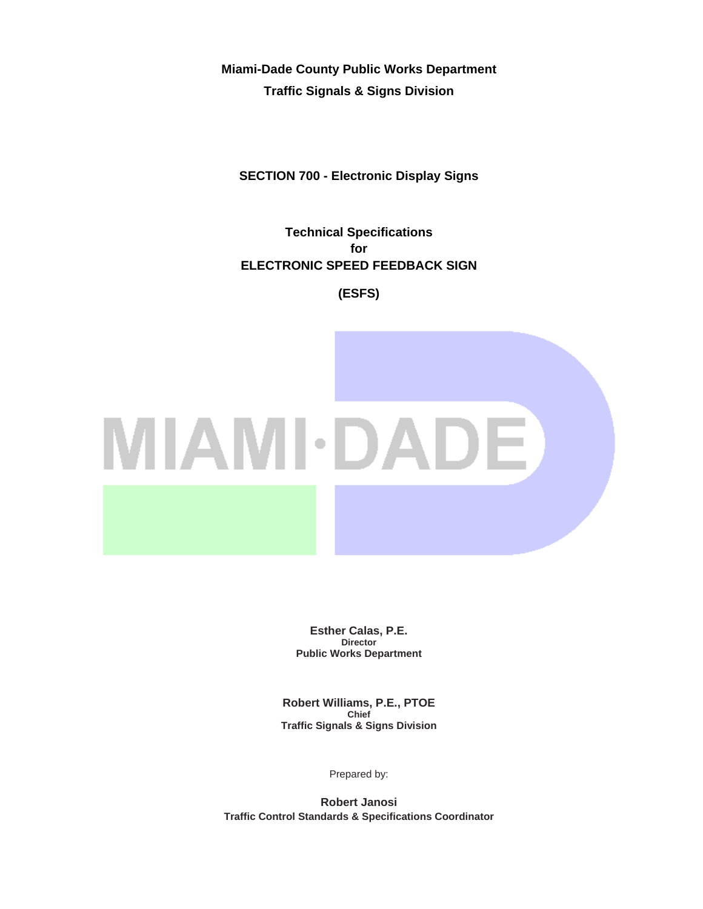**Miami-Dade County Public Works Department**

**Traffic Signals & Signs Division**

# SECTION 700 - Electronic Display Signs

## Technical Specifications for ELECTRONIC SPEED FEEDBACK SIGN

## (ESFS)

MIAMI·DADE

**Esther Calas, P.E.**
**Director**
**Public Works Department**

**Robert Williams, P.E., PTOE**
**Chief**
**Traffic Signals & Signs Division**

Prepared by:

**Robert Janosi**
**Traffic Control Standards & Specifications Coordinator**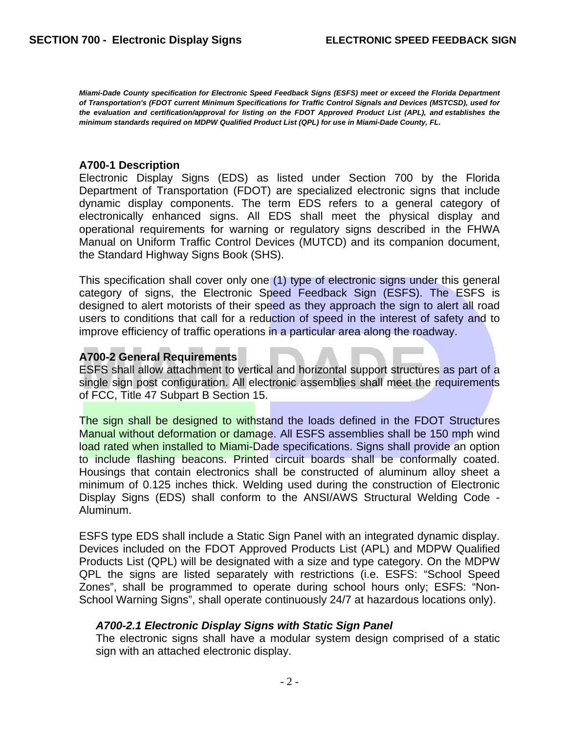***Miami-Dade County specification for Electronic Speed Feedback Signs (ESFS) meet or exceed the Florida Department of Transportation's (FDOT current Minimum Specifications for Traffic Control Signals and Devices (MSTCSD), used for the evaluation and certification/approval for listing on the FDOT Approved Product List (APL), and establishes the minimum standards required on MDPW Qualified Product List (QPL) for use in Miami-Dade County, FL.***

## A700-1 Description

Electronic Display Signs (EDS) as listed under Section 700 by the Florida Department of Transportation (FDOT) are specialized electronic signs that include dynamic display components. The term EDS refers to a general category of electronically enhanced signs. All EDS shall meet the physical display and operational requirements for warning or regulatory signs described in the FHWA Manual on Uniform Traffic Control Devices (MUTCD) and its companion document, the Standard Highway Signs Book (SHS).

This specification shall cover only one (1) type of electronic signs under this general category of signs, the Electronic Speed Feedback Sign (ESFS). The ESFS is designed to alert motorists of their speed as they approach the sign to alert all road users to conditions that call for a reduction of speed in the interest of safety and to improve efficiency of traffic operations in a particular area along the roadway.

## A700-2 General Requirements

ESFS shall allow attachment to vertical and horizontal support structures as part of a single sign post configuration. All electronic assemblies shall meet the requirements of FCC, Title 47 Subpart B Section 15.

The sign shall be designed to withstand the loads defined in the FDOT Structures Manual without deformation or damage. All ESFS assemblies shall be 150 mph wind load rated when installed to Miami-Dade specifications. Signs shall provide an option to include flashing beacons. Printed circuit boards shall be conformally coated. Housings that contain electronics shall be constructed of aluminum alloy sheet a minimum of 0.125 inches thick. Welding used during the construction of Electronic Display Signs (EDS) shall conform to the ANSI/AWS Structural Welding Code - Aluminum.

ESFS type EDS shall include a Static Sign Panel with an integrated dynamic display. Devices included on the FDOT Approved Products List (APL) and MDPW Qualified Products List (QPL) will be designated with a size and type category. On the MDPW QPL the signs are listed separately with restrictions (i.e. ESFS: “School Speed Zones”, shall be programmed to operate during school hours only; ESFS: “Non-School Warning Signs”, shall operate continuously 24/7 at hazardous locations only).

### *A700-2.1 Electronic Display Signs with Static Sign Panel*

The electronic signs shall have a modular system design comprised of a static sign with an attached electronic display.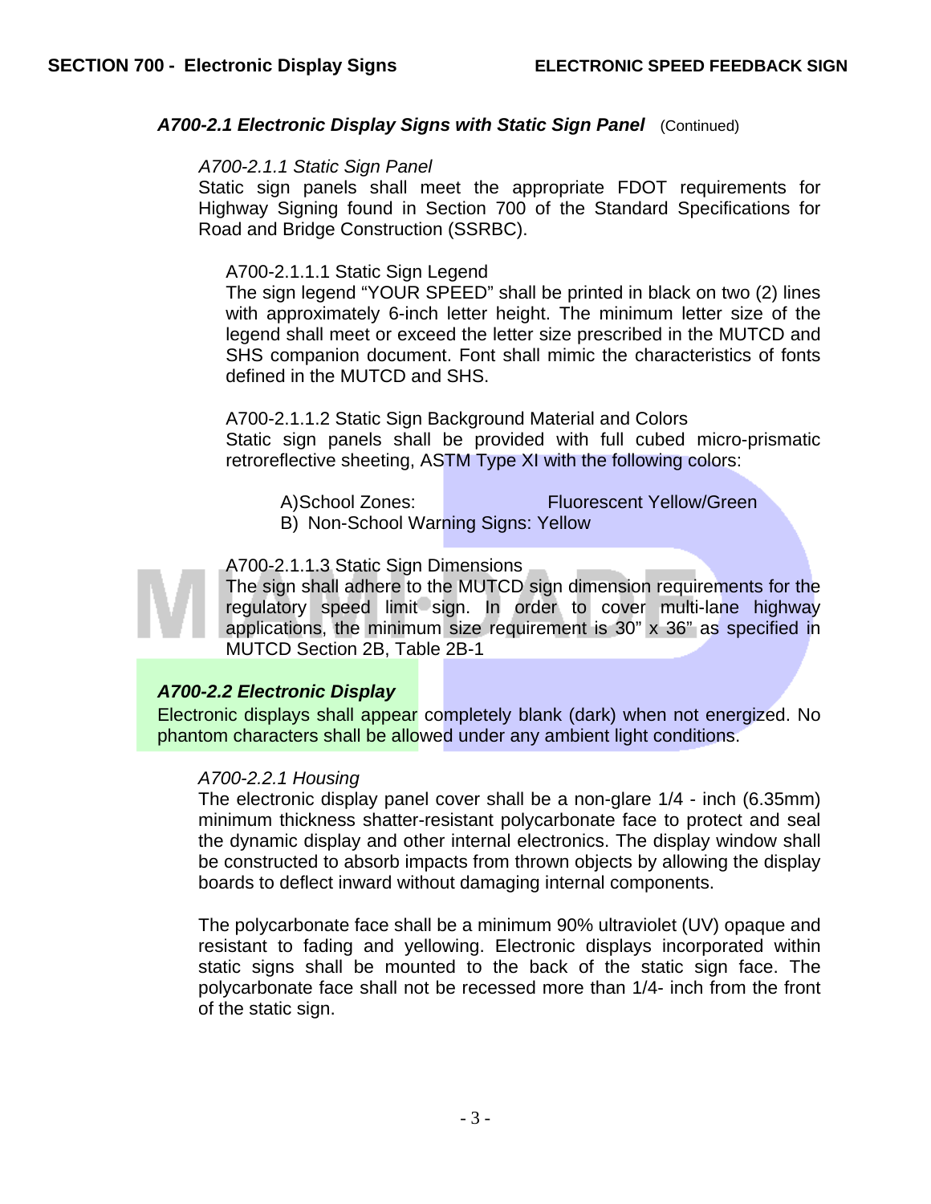### *A700-2.1 Electronic Display Signs with Static Sign Panel* (Continued)

*A700-2.1.1 Static Sign Panel*

Static sign panels shall meet the appropriate FDOT requirements for Highway Signing found in Section 700 of the Standard Specifications for Road and Bridge Construction (SSRBC).

A700-2.1.1.1 Static Sign Legend

The sign legend "YOUR SPEED" shall be printed in black on two (2) lines with approximately 6-inch letter height. The minimum letter size of the legend shall meet or exceed the letter size prescribed in the MUTCD and SHS companion document. Font shall mimic the characteristics of fonts defined in the MUTCD and SHS.

A700-2.1.1.2 Static Sign Background Material and Colors

Static sign panels shall be provided with full cubed micro-prismatic retroreflective sheeting, ASTM Type XI with the following colors:

A) School Zones: Fluorescent Yellow/Green

B) Non-School Warning Signs: Yellow

A700-2.1.1.3 Static Sign Dimensions

The sign shall adhere to the MUTCD sign dimension requirements for the regulatory speed limit sign. In order to cover multi-lane highway applications, the minimum size requirement is 30" x 36" as specified in MUTCD Section 2B, Table 2B-1

### *A700-2.2 Electronic Display*

Electronic displays shall appear completely blank (dark) when not energized. No phantom characters shall be allowed under any ambient light conditions.

*A700-2.2.1 Housing*

The electronic display panel cover shall be a non-glare 1/4 - inch (6.35mm) minimum thickness shatter-resistant polycarbonate face to protect and seal the dynamic display and other internal electronics. The display window shall be constructed to absorb impacts from thrown objects by allowing the display boards to deflect inward without damaging internal components.

The polycarbonate face shall be a minimum 90% ultraviolet (UV) opaque and resistant to fading and yellowing. Electronic displays incorporated within static signs shall be mounted to the back of the static sign face. The polycarbonate face shall not be recessed more than 1/4- inch from the front of the static sign.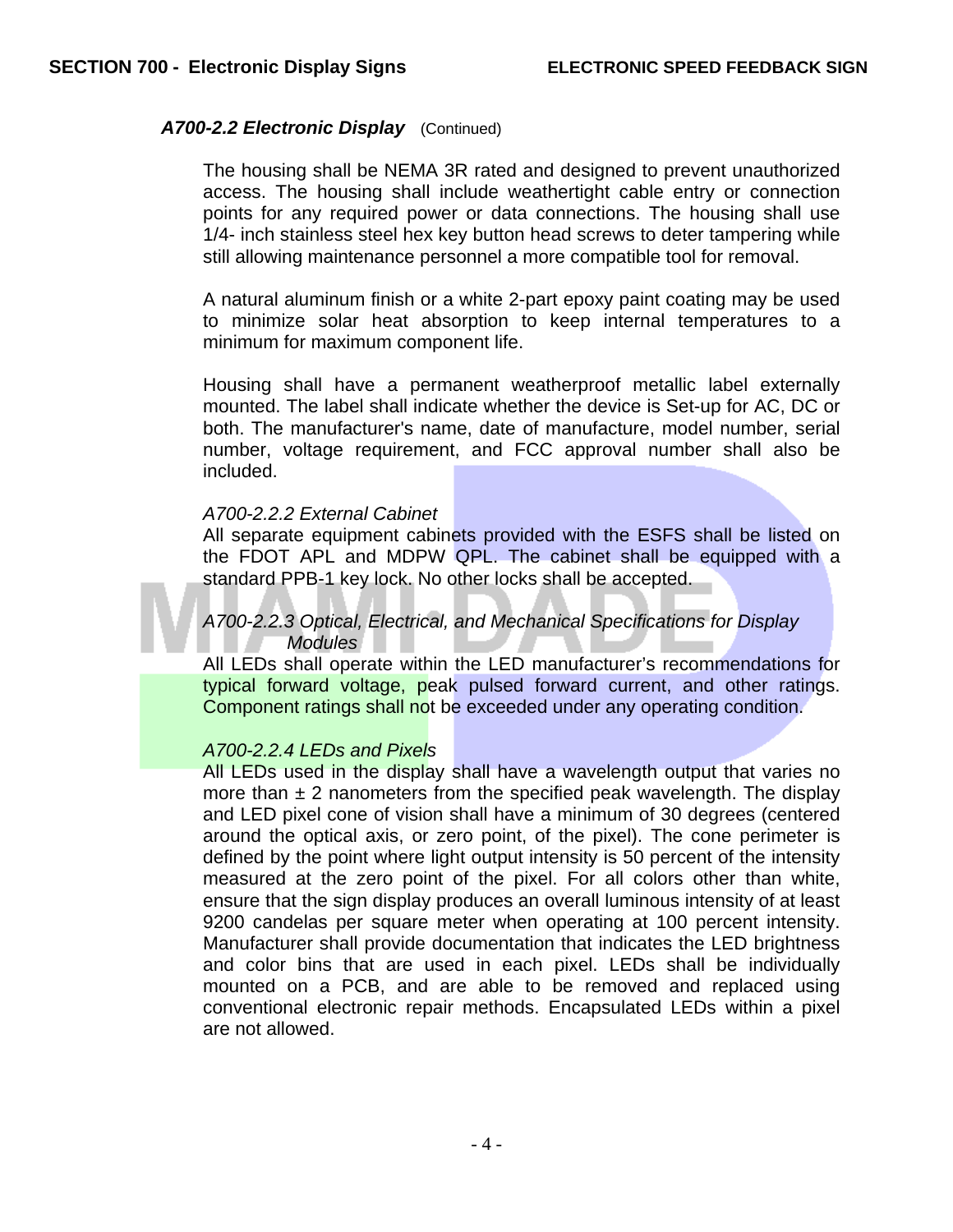### *A700-2.2 Electronic Display* (Continued)

The housing shall be NEMA 3R rated and designed to prevent unauthorized access. The housing shall include weathertight cable entry or connection points for any required power or data connections. The housing shall use 1/4- inch stainless steel hex key button head screws to deter tampering while still allowing maintenance personnel a more compatible tool for removal.

A natural aluminum finish or a white 2-part epoxy paint coating may be used to minimize solar heat absorption to keep internal temperatures to a minimum for maximum component life.

Housing shall have a permanent weatherproof metallic label externally mounted. The label shall indicate whether the device is Set-up for AC, DC or both. The manufacturer's name, date of manufacture, model number, serial number, voltage requirement, and FCC approval number shall also be included.

*A700-2.2.2 External Cabinet*
All separate equipment cabinets provided with the ESFS shall be listed on the FDOT APL and MDPW QPL. The cabinet shall be equipped with a standard PPB-1 key lock. No other locks shall be accepted.

*A700-2.2.3 Optical, Electrical, and Mechanical Specifications for Display Modules*
All LEDs shall operate within the LED manufacturer's recommendations for typical forward voltage, peak pulsed forward current, and other ratings. Component ratings shall not be exceeded under any operating condition.

*A700-2.2.4 LEDs and Pixels*
All LEDs used in the display shall have a wavelength output that varies no more than ± 2 nanometers from the specified peak wavelength. The display and LED pixel cone of vision shall have a minimum of 30 degrees (centered around the optical axis, or zero point, of the pixel). The cone perimeter is defined by the point where light output intensity is 50 percent of the intensity measured at the zero point of the pixel. For all colors other than white, ensure that the sign display produces an overall luminous intensity of at least 9200 candelas per square meter when operating at 100 percent intensity. Manufacturer shall provide documentation that indicates the LED brightness and color bins that are used in each pixel. LEDs shall be individually mounted on a PCB, and are able to be removed and replaced using conventional electronic repair methods. Encapsulated LEDs within a pixel are not allowed.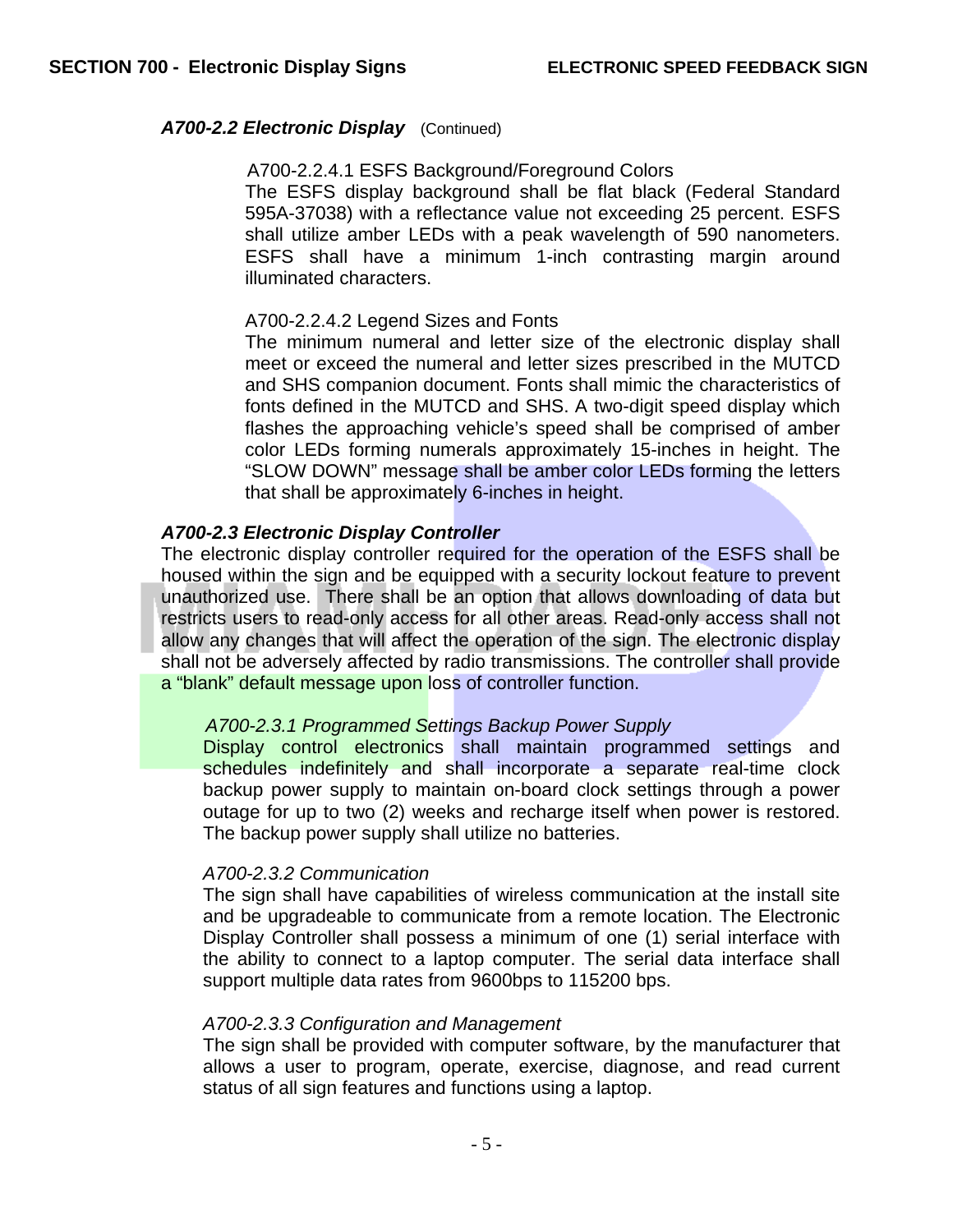### *A700-2.2 Electronic Display* (Continued)

A700-2.2.4.1 ESFS Background/Foreground Colors

The ESFS display background shall be flat black (Federal Standard 595A-37038) with a reflectance value not exceeding 25 percent. ESFS shall utilize amber LEDs with a peak wavelength of 590 nanometers. ESFS shall have a minimum 1-inch contrasting margin around illuminated characters.

A700-2.2.4.2 Legend Sizes and Fonts

The minimum numeral and letter size of the electronic display shall meet or exceed the numeral and letter sizes prescribed in the MUTCD and SHS companion document. Fonts shall mimic the characteristics of fonts defined in the MUTCD and SHS. A two-digit speed display which flashes the approaching vehicle's speed shall be comprised of amber color LEDs forming numerals approximately 15-inches in height. The "SLOW DOWN" message shall be amber color LEDs forming the letters that shall be approximately 6-inches in height.

### *A700-2.3 Electronic Display Controller*

The electronic display controller required for the operation of the ESFS shall be housed within the sign and be equipped with a security lockout feature to prevent unauthorized use. There shall be an option that allows downloading of data but restricts users to read-only access for all other areas. Read-only access shall not allow any changes that will affect the operation of the sign. The electronic display shall not be adversely affected by radio transmissions. The controller shall provide a "blank" default message upon loss of controller function.

*A700-2.3.1 Programmed Settings Backup Power Supply*

Display control electronics shall maintain programmed settings and schedules indefinitely and shall incorporate a separate real-time clock backup power supply to maintain on-board clock settings through a power outage for up to two (2) weeks and recharge itself when power is restored. The backup power supply shall utilize no batteries.

*A700-2.3.2 Communication*

The sign shall have capabilities of wireless communication at the install site and be upgradeable to communicate from a remote location. The Electronic Display Controller shall possess a minimum of one (1) serial interface with the ability to connect to a laptop computer. The serial data interface shall support multiple data rates from 9600bps to 115200 bps.

*A700-2.3.3 Configuration and Management*

The sign shall be provided with computer software, by the manufacturer that allows a user to program, operate, exercise, diagnose, and read current status of all sign features and functions using a laptop.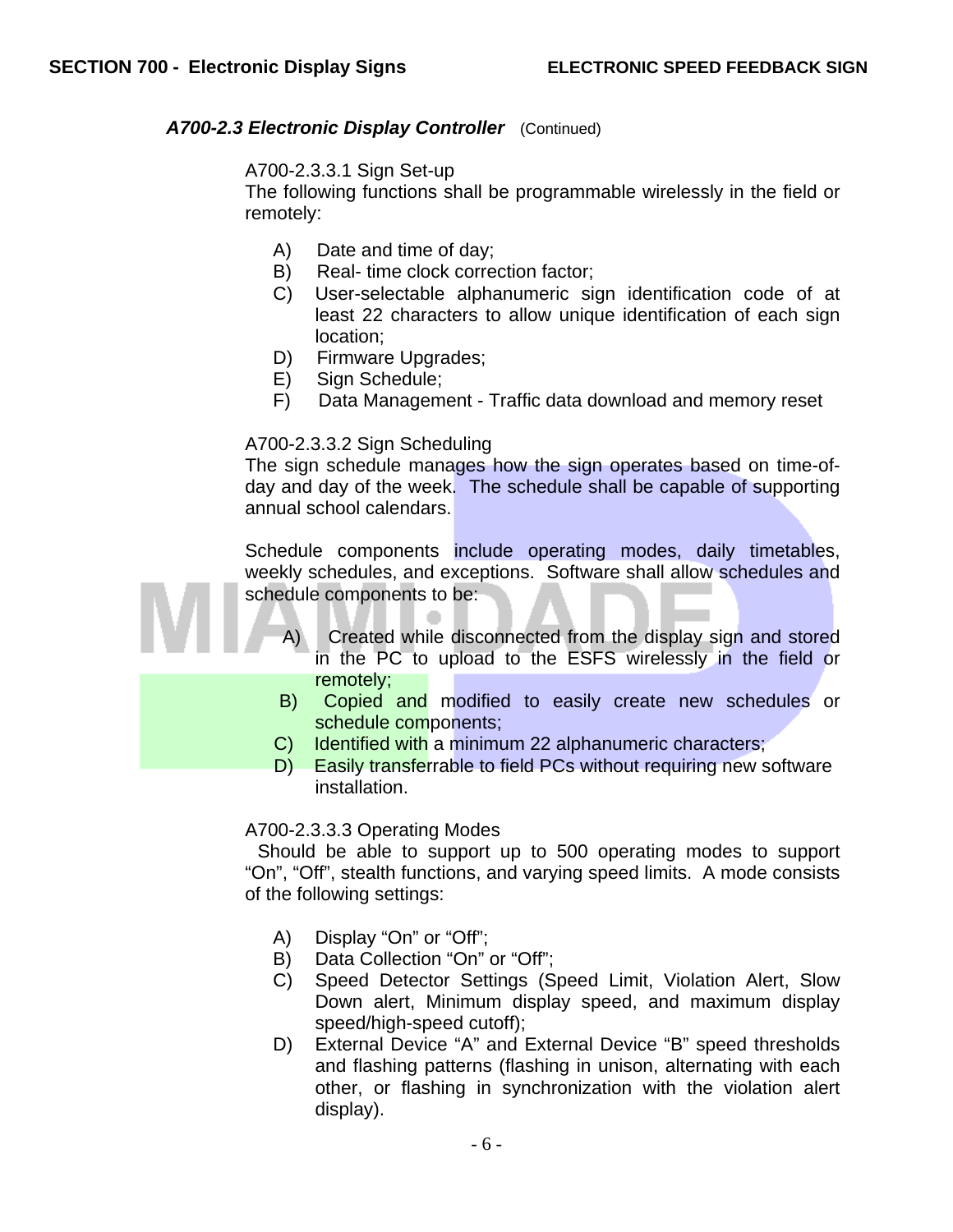### *A700-2.3 Electronic Display Controller* (Continued)

A700-2.3.3.1 Sign Set-up

The following functions shall be programmable wirelessly in the field or remotely:

A) Date and time of day;
B) Real- time clock correction factor;
C) User-selectable alphanumeric sign identification code of at least 22 characters to allow unique identification of each sign location;
D) Firmware Upgrades;
E) Sign Schedule;
F) Data Management - Traffic data download and memory reset

A700-2.3.3.2 Sign Scheduling

The sign schedule manages how the sign operates based on time-of-day and day of the week. The schedule shall be capable of supporting annual school calendars.

Schedule components include operating modes, daily timetables, weekly schedules, and exceptions. Software shall allow schedules and schedule components to be:

A) Created while disconnected from the display sign and stored in the PC to upload to the ESFS wirelessly in the field or remotely;
B) Copied and modified to easily create new schedules or schedule components;
C) Identified with a minimum 22 alphanumeric characters;
D) Easily transferrable to field PCs without requiring new software installation.

A700-2.3.3.3 Operating Modes

Should be able to support up to 500 operating modes to support "On", "Off", stealth functions, and varying speed limits. A mode consists of the following settings:

A) Display "On" or "Off";
B) Data Collection "On" or "Off";
C) Speed Detector Settings (Speed Limit, Violation Alert, Slow Down alert, Minimum display speed, and maximum display speed/high-speed cutoff);
D) External Device "A" and External Device "B" speed thresholds and flashing patterns (flashing in unison, alternating with each other, or flashing in synchronization with the violation alert display).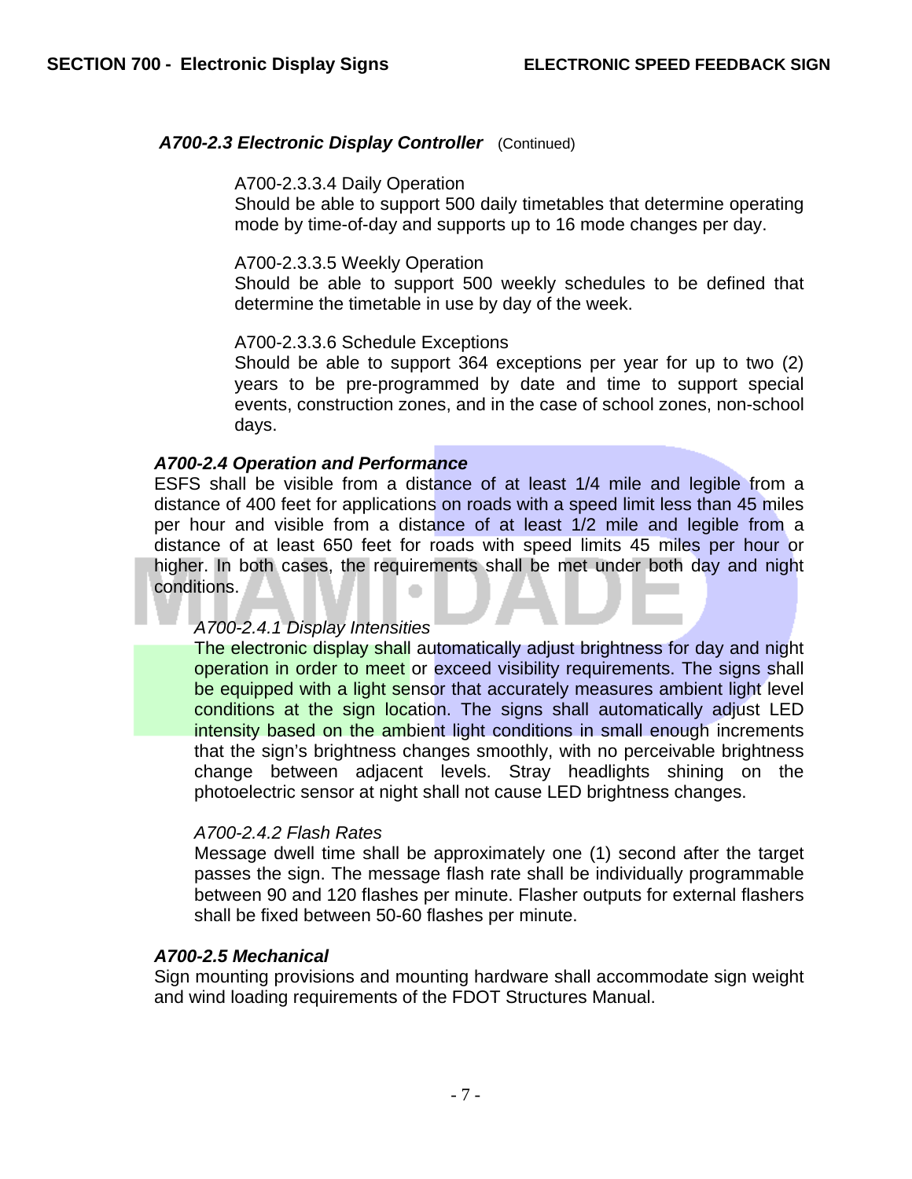### *A700-2.3 Electronic Display Controller* (Continued)

A700-2.3.3.4 Daily Operation
Should be able to support 500 daily timetables that determine operating mode by time-of-day and supports up to 16 mode changes per day.

A700-2.3.3.5 Weekly Operation
Should be able to support 500 weekly schedules to be defined that determine the timetable in use by day of the week.

A700-2.3.3.6 Schedule Exceptions
Should be able to support 364 exceptions per year for up to two (2) years to be pre-programmed by date and time to support special events, construction zones, and in the case of school zones, non-school days.

### *A700-2.4 Operation and Performance*

ESFS shall be visible from a distance of at least 1/4 mile and legible from a distance of 400 feet for applications on roads with a speed limit less than 45 miles per hour and visible from a distance of at least 1/2 mile and legible from a distance of at least 650 feet for roads with speed limits 45 miles per hour or higher. In both cases, the requirements shall be met under both day and night conditions.

#### *A700-2.4.1 Display Intensities*

The electronic display shall automatically adjust brightness for day and night operation in order to meet or exceed visibility requirements. The signs shall be equipped with a light sensor that accurately measures ambient light level conditions at the sign location. The signs shall automatically adjust LED intensity based on the ambient light conditions in small enough increments that the sign's brightness changes smoothly, with no perceivable brightness change between adjacent levels. Stray headlights shining on the photoelectric sensor at night shall not cause LED brightness changes.

#### *A700-2.4.2 Flash Rates*

Message dwell time shall be approximately one (1) second after the target passes the sign. The message flash rate shall be individually programmable between 90 and 120 flashes per minute. Flasher outputs for external flashers shall be fixed between 50-60 flashes per minute.

### *A700-2.5 Mechanical*

Sign mounting provisions and mounting hardware shall accommodate sign weight and wind loading requirements of the FDOT Structures Manual.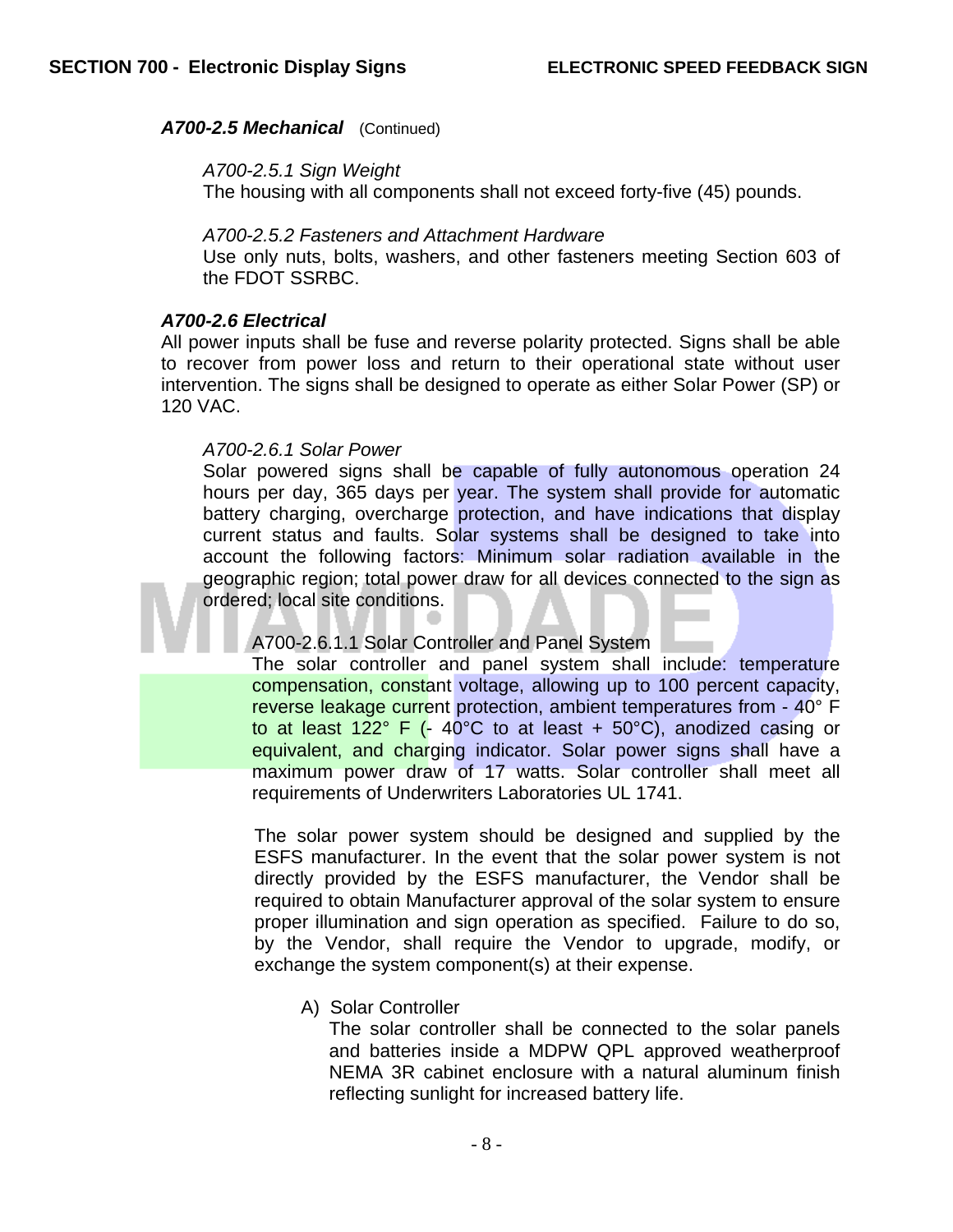*A700-2.5 Mechanical* (Continued)

*A700-2.5.1 Sign Weight*

The housing with all components shall not exceed forty-five (45) pounds.

*A700-2.5.2 Fasteners and Attachment Hardware*

Use only nuts, bolts, washers, and other fasteners meeting Section 603 of the FDOT SSRBC.

***A700-2.6 Electrical***

All power inputs shall be fuse and reverse polarity protected. Signs shall be able to recover from power loss and return to their operational state without user intervention. The signs shall be designed to operate as either Solar Power (SP) or 120 VAC.

*A700-2.6.1 Solar Power*

Solar powered signs shall be capable of fully autonomous operation 24 hours per day, 365 days per year. The system shall provide for automatic battery charging, overcharge protection, and have indications that display current status and faults. Solar systems shall be designed to take into account the following factors: Minimum solar radiation available in the geographic region; total power draw for all devices connected to the sign as ordered; local site conditions.

A700-2.6.1.1 Solar Controller and Panel System

The solar controller and panel system shall include: temperature compensation, constant voltage, allowing up to 100 percent capacity, reverse leakage current protection, ambient temperatures from - 40° F to at least 122° F (- 40°C to at least + 50°C), anodized casing or equivalent, and charging indicator. Solar power signs shall have a maximum power draw of 17 watts. Solar controller shall meet all requirements of Underwriters Laboratories UL 1741.

The solar power system should be designed and supplied by the ESFS manufacturer. In the event that the solar power system is not directly provided by the ESFS manufacturer, the Vendor shall be required to obtain Manufacturer approval of the solar system to ensure proper illumination and sign operation as specified. Failure to do so, by the Vendor, shall require the Vendor to upgrade, modify, or exchange the system component(s) at their expense.

A) Solar Controller

The solar controller shall be connected to the solar panels and batteries inside a MDPW QPL approved weatherproof NEMA 3R cabinet enclosure with a natural aluminum finish reflecting sunlight for increased battery life.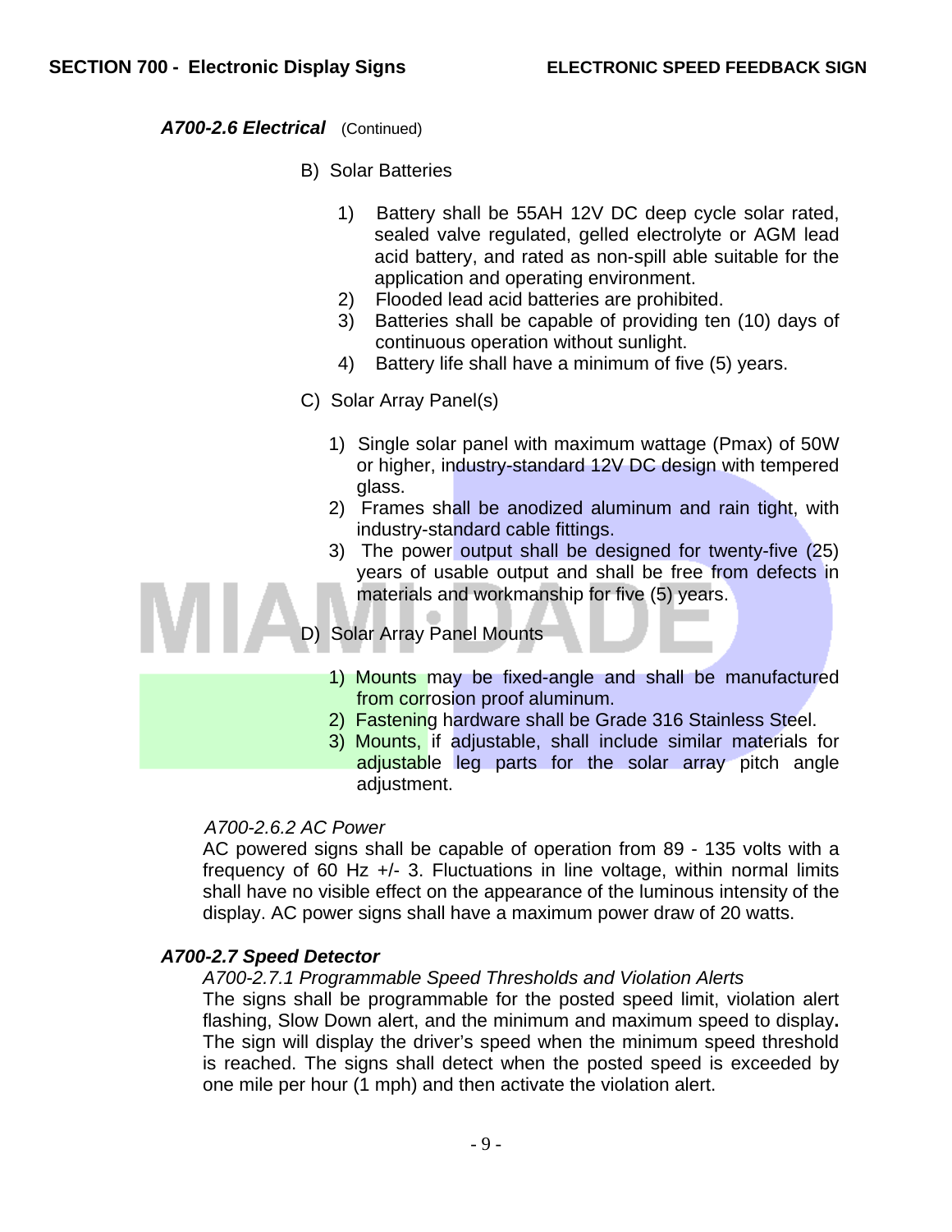***A700-2.6 Electrical*** (Continued)

B) Solar Batteries

1) Battery shall be 55AH 12V DC deep cycle solar rated, sealed valve regulated, gelled electrolyte or AGM lead acid battery, and rated as non-spill able suitable for the application and operating environment.
2) Flooded lead acid batteries are prohibited.
3) Batteries shall be capable of providing ten (10) days of continuous operation without sunlight.
4) Battery life shall have a minimum of five (5) years.

C) Solar Array Panel(s)

1) Single solar panel with maximum wattage (Pmax) of 50W or higher, industry-standard 12V DC design with tempered glass.
2) Frames shall be anodized aluminum and rain tight, with industry-standard cable fittings.
3) The power output shall be designed for twenty-five (25) years of usable output and shall be free from defects in materials and workmanship for five (5) years.

D) Solar Array Panel Mounts

1) Mounts may be fixed-angle and shall be manufactured from corrosion proof aluminum.
2) Fastening hardware shall be Grade 316 Stainless Steel.
3) Mounts, if adjustable, shall include similar materials for adjustable leg parts for the solar array pitch angle adjustment.

*A700-2.6.2 AC Power*

AC powered signs shall be capable of operation from 89 - 135 volts with a frequency of 60 Hz +/- 3. Fluctuations in line voltage, within normal limits shall have no visible effect on the appearance of the luminous intensity of the display. AC power signs shall have a maximum power draw of 20 watts.

***A700-2.7 Speed Detector***

*A700-2.7.1 Programmable Speed Thresholds and Violation Alerts*

The signs shall be programmable for the posted speed limit, violation alert flashing, Slow Down alert, and the minimum and maximum speed to display**.** The sign will display the driver's speed when the minimum speed threshold is reached. The signs shall detect when the posted speed is exceeded by one mile per hour (1 mph) and then activate the violation alert.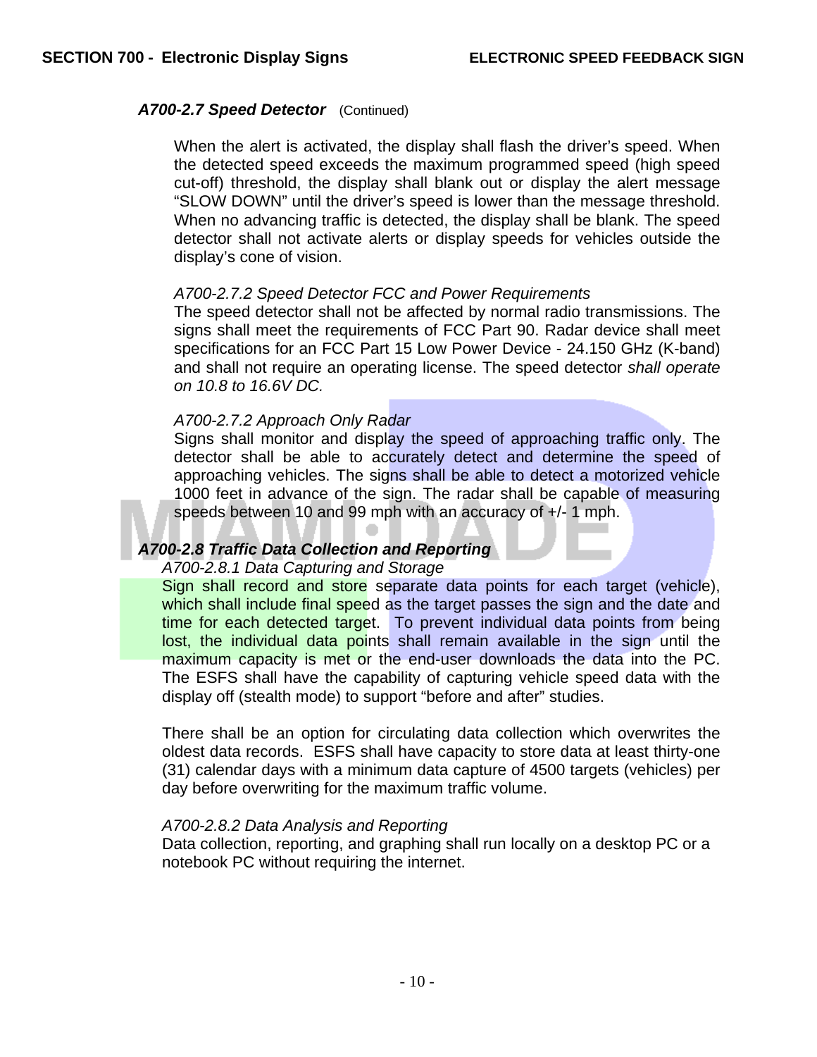### *A700-2.7 Speed Detector* (Continued)

When the alert is activated, the display shall flash the driver's speed. When the detected speed exceeds the maximum programmed speed (high speed cut-off) threshold, the display shall blank out or display the alert message "SLOW DOWN" until the driver's speed is lower than the message threshold. When no advancing traffic is detected, the display shall be blank. The speed detector shall not activate alerts or display speeds for vehicles outside the display's cone of vision.

*A700-2.7.2 Speed Detector FCC and Power Requirements*

The speed detector shall not be affected by normal radio transmissions. The signs shall meet the requirements of FCC Part 90. Radar device shall meet specifications for an FCC Part 15 Low Power Device - 24.150 GHz (K-band) and shall not require an operating license. The speed detector *shall operate on 10.8 to 16.6V DC.*

*A700-2.7.2 Approach Only Radar*

Signs shall monitor and display the speed of approaching traffic only. The detector shall be able to accurately detect and determine the speed of approaching vehicles. The signs shall be able to detect a motorized vehicle 1000 feet in advance of the sign. The radar shall be capable of measuring speeds between 10 and 99 mph with an accuracy of +/- 1 mph.

### *A700-2.8 Traffic Data Collection and Reporting*

*A700-2.8.1 Data Capturing and Storage*

Sign shall record and store separate data points for each target (vehicle), which shall include final speed as the target passes the sign and the date and time for each detected target. To prevent individual data points from being lost, the individual data points shall remain available in the sign until the maximum capacity is met or the end-user downloads the data into the PC. The ESFS shall have the capability of capturing vehicle speed data with the display off (stealth mode) to support "before and after" studies.

There shall be an option for circulating data collection which overwrites the oldest data records. ESFS shall have capacity to store data at least thirty-one (31) calendar days with a minimum data capture of 4500 targets (vehicles) per day before overwriting for the maximum traffic volume.

*A700-2.8.2 Data Analysis and Reporting*

Data collection, reporting, and graphing shall run locally on a desktop PC or a notebook PC without requiring the internet.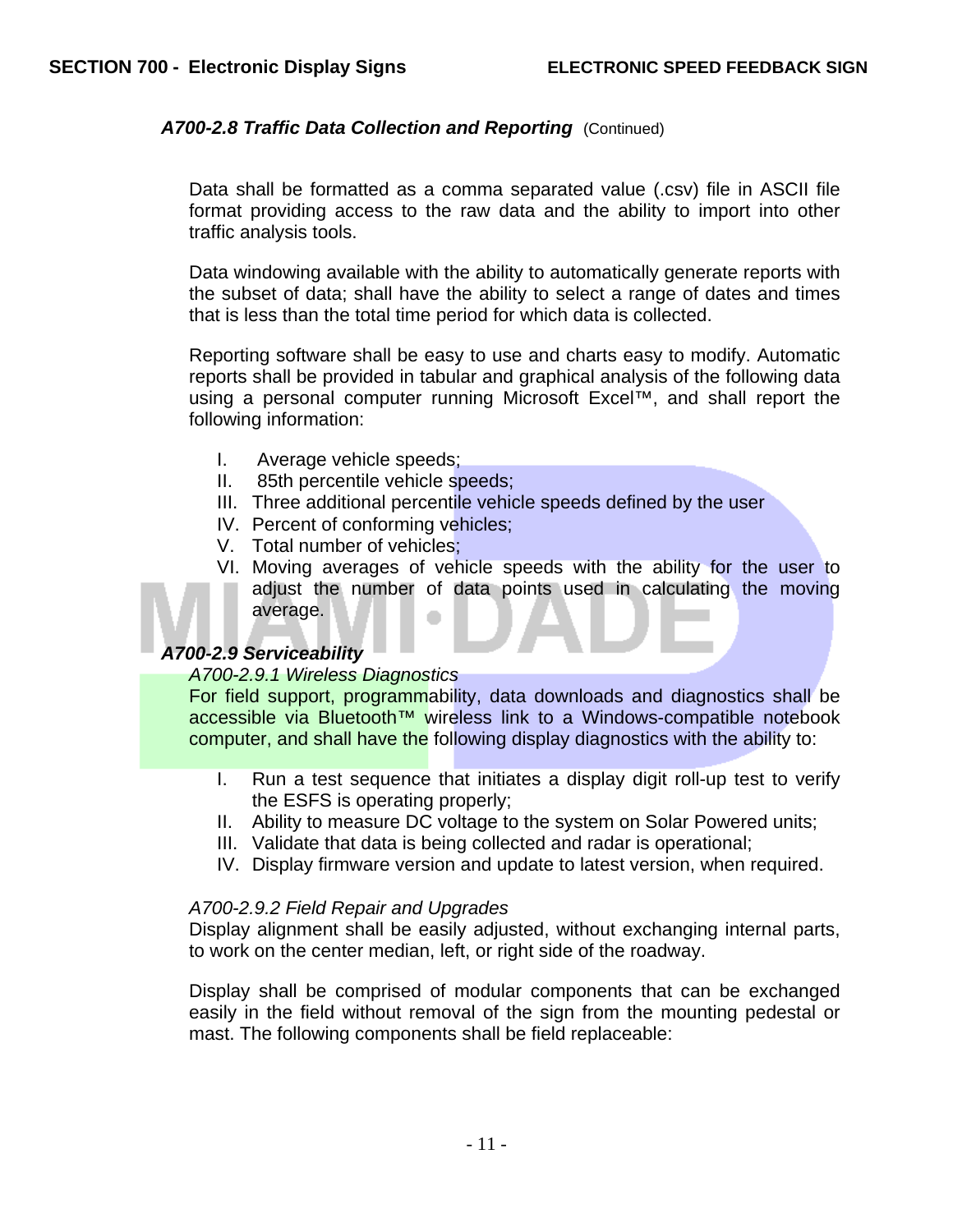### *A700-2.8 Traffic Data Collection and Reporting* (Continued)

Data shall be formatted as a comma separated value (.csv) file in ASCII file format providing access to the raw data and the ability to import into other traffic analysis tools.

Data windowing available with the ability to automatically generate reports with the subset of data; shall have the ability to select a range of dates and times that is less than the total time period for which data is collected.

Reporting software shall be easy to use and charts easy to modify. Automatic reports shall be provided in tabular and graphical analysis of the following data using a personal computer running Microsoft Excel™, and shall report the following information:

I. Average vehicle speeds;
II. 85th percentile vehicle speeds;
III. Three additional percentile vehicle speeds defined by the user
IV. Percent of conforming vehicles;
V. Total number of vehicles;
VI. Moving averages of vehicle speeds with the ability for the user to adjust the number of data points used in calculating the moving average.

### *A700-2.9 Serviceability*

*A700-2.9.1 Wireless Diagnostics*

For field support, programmability, data downloads and diagnostics shall be accessible via Bluetooth™ wireless link to a Windows-compatible notebook computer, and shall have the following display diagnostics with the ability to:

I. Run a test sequence that initiates a display digit roll-up test to verify the ESFS is operating properly;
II. Ability to measure DC voltage to the system on Solar Powered units;
III. Validate that data is being collected and radar is operational;
IV. Display firmware version and update to latest version, when required.

*A700-2.9.2 Field Repair and Upgrades*

Display alignment shall be easily adjusted, without exchanging internal parts, to work on the center median, left, or right side of the roadway.

Display shall be comprised of modular components that can be exchanged easily in the field without removal of the sign from the mounting pedestal or mast. The following components shall be field replaceable: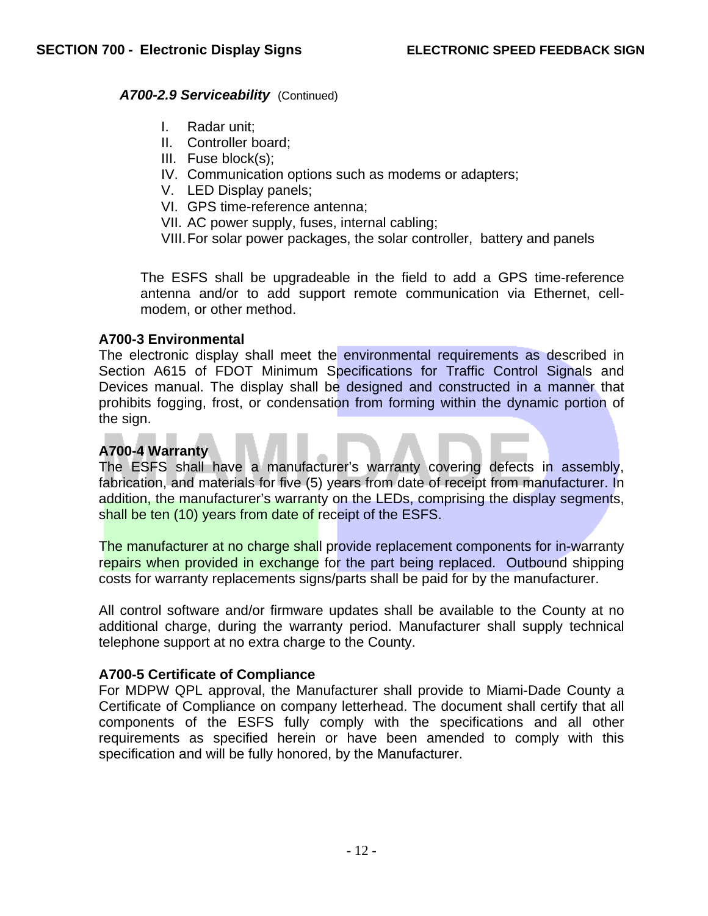***A700-2.9 Serviceability*** (Continued)

I. Radar unit;
II. Controller board;
III. Fuse block(s);
IV. Communication options such as modems or adapters;
V. LED Display panels;
VI. GPS time-reference antenna;
VII. AC power supply, fuses, internal cabling;
VIII. For solar power packages, the solar controller, battery and panels

The ESFS shall be upgradeable in the field to add a GPS time-reference antenna and/or to add support remote communication via Ethernet, cell-modem, or other method.

**A700-3 Environmental**

The electronic display shall meet the environmental requirements as described in Section A615 of FDOT Minimum Specifications for Traffic Control Signals and Devices manual. The display shall be designed and constructed in a manner that prohibits fogging, frost, or condensation from forming within the dynamic portion of the sign.

**A700-4 Warranty**

The ESFS shall have a manufacturer's warranty covering defects in assembly, fabrication, and materials for five (5) years from date of receipt from manufacturer. In addition, the manufacturer's warranty on the LEDs, comprising the display segments, shall be ten (10) years from date of receipt of the ESFS.

The manufacturer at no charge shall provide replacement components for in-warranty repairs when provided in exchange for the part being replaced. Outbound shipping costs for warranty replacements signs/parts shall be paid for by the manufacturer.

All control software and/or firmware updates shall be available to the County at no additional charge, during the warranty period. Manufacturer shall supply technical telephone support at no extra charge to the County.

**A700-5 Certificate of Compliance**

For MDPW QPL approval, the Manufacturer shall provide to Miami-Dade County a Certificate of Compliance on company letterhead. The document shall certify that all components of the ESFS fully comply with the specifications and all other requirements as specified herein or have been amended to comply with this specification and will be fully honored, by the Manufacturer.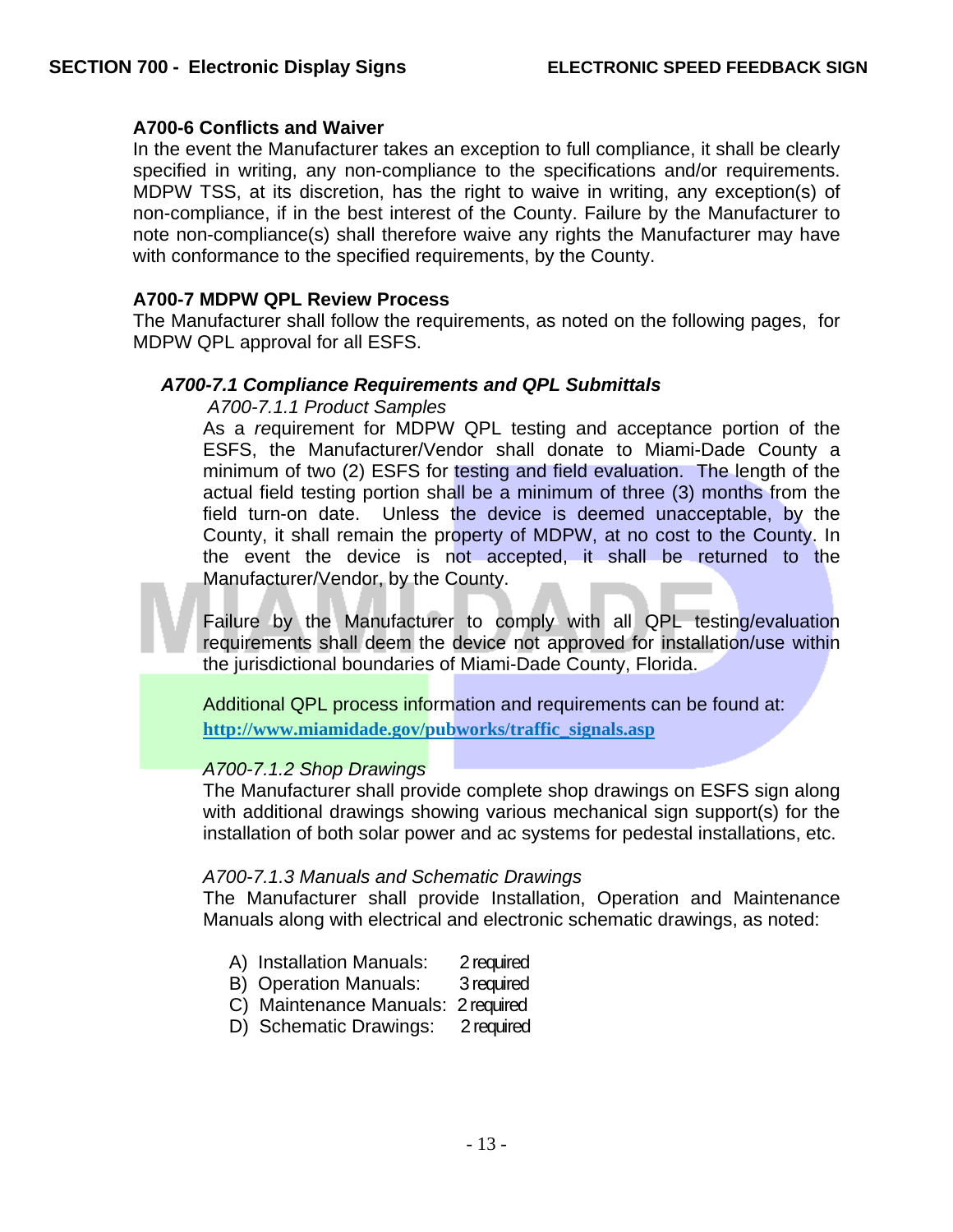**A700-6 Conflicts and Waiver**

In the event the Manufacturer takes an exception to full compliance, it shall be clearly specified in writing, any non-compliance to the specifications and/or requirements. MDPW TSS, at its discretion, has the right to waive in writing, any exception(s) of non-compliance, if in the best interest of the County. Failure by the Manufacturer to note non-compliance(s) shall therefore waive any rights the Manufacturer may have with conformance to the specified requirements, by the County.

**A700-7 MDPW QPL Review Process**

The Manufacturer shall follow the requirements, as noted on the following pages, for MDPW QPL approval for all ESFS.

***A700-7.1 Compliance Requirements and QPL Submittals***

*A700-7.1.1 Product Samples*

As a *re*quirement for MDPW QPL testing and acceptance portion of the ESFS, the Manufacturer/Vendor shall donate to Miami-Dade County a minimum of two (2) ESFS for testing and field evaluation. The length of the actual field testing portion shall be a minimum of three (3) months from the field turn-on date. Unless the device is deemed unacceptable, by the County, it shall remain the property of MDPW, at no cost to the County. In the event the device is not accepted, it shall be returned to the Manufacturer/Vendor, by the County.

Failure by the Manufacturer to comply with all QPL testing/evaluation requirements shall deem the device not approved for installation/use within the jurisdictional boundaries of Miami-Dade County, Florida.

Additional QPL process information and requirements can be found at:
**http://www.miamidade.gov/pubworks/traffic_signals.asp**

*A700-7.1.2 Shop Drawings*

The Manufacturer shall provide complete shop drawings on ESFS sign along with additional drawings showing various mechanical sign support(s) for the installation of both solar power and ac systems for pedestal installations, etc.

*A700-7.1.3 Manuals and Schematic Drawings*

The Manufacturer shall provide Installation, Operation and Maintenance Manuals along with electrical and electronic schematic drawings, as noted:

A) Installation Manuals: 2 required
B) Operation Manuals: 3 required
C) Maintenance Manuals: 2 required
D) Schematic Drawings: 2 required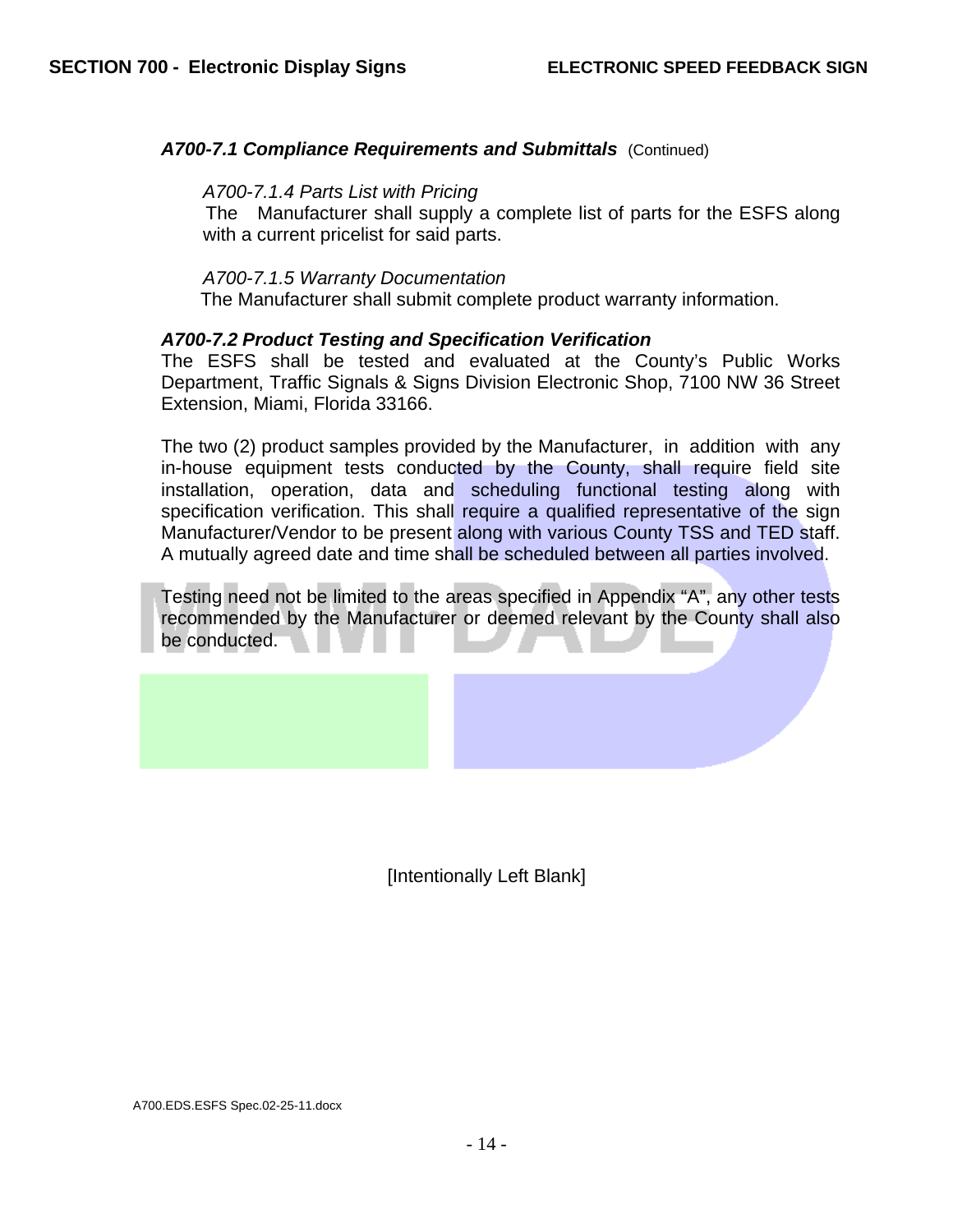### *A700-7.1 Compliance Requirements and Submittals* (Continued)

*A700-7.1.4 Parts List with Pricing*

The Manufacturer shall supply a complete list of parts for the ESFS along with a current pricelist for said parts.

*A700-7.1.5 Warranty Documentation*

The Manufacturer shall submit complete product warranty information.

### *A700-7.2 Product Testing and Specification Verification*

The ESFS shall be tested and evaluated at the County's Public Works Department, Traffic Signals & Signs Division Electronic Shop, 7100 NW 36 Street Extension, Miami, Florida 33166.

The two (2) product samples provided by the Manufacturer, in addition with any in-house equipment tests conducted by the County, shall require field site installation, operation, data and scheduling functional testing along with specification verification. This shall require a qualified representative of the sign Manufacturer/Vendor to be present along with various County TSS and TED staff. A mutually agreed date and time shall be scheduled between all parties involved.

Testing need not be limited to the areas specified in Appendix "A", any other tests recommended by the Manufacturer or deemed relevant by the County shall also be conducted.

[Intentionally Left Blank]

A700.EDS.ESFS Spec.02-25-11.docx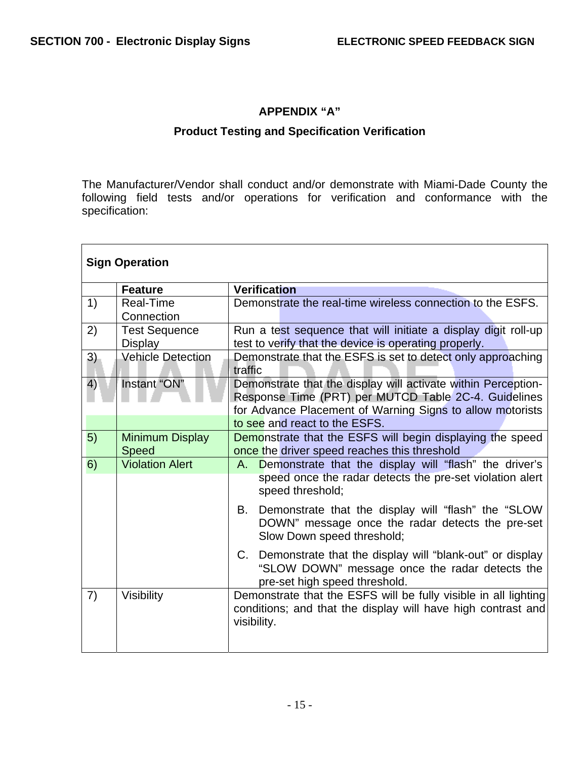# APPENDIX "A"

## Product Testing and Specification Verification

The Manufacturer/Vendor shall conduct and/or demonstrate with Miami-Dade County the following field tests and/or operations for verification and conformance with the specification:

| **Sign Operation** | | |
|---|---|---|
| | **Feature** | **Verification** |
| 1) | Real-Time Connection | Demonstrate the real-time wireless connection to the ESFS. |
| 2) | Test Sequence Display | Run a test sequence that will initiate a display digit roll-up test to verify that the device is operating properly. |
| 3) | Vehicle Detection | Demonstrate that the ESFS is set to detect only approaching traffic |
| 4) | Instant "ON" | Demonstrate that the display will activate within Perception-Response Time (PRT) per MUTCD Table 2C-4. Guidelines for Advance Placement of Warning Signs to allow motorists to see and react to the ESFS. |
| 5) | Minimum Display Speed | Demonstrate that the ESFS will begin displaying the speed once the driver speed reaches this threshold |
| 6) | Violation Alert | A. Demonstrate that the display will "flash" the driver's speed once the radar detects the pre-set violation alert speed threshold;<br>B. Demonstrate that the display will "flash" the "SLOW DOWN" message once the radar detects the pre-set Slow Down speed threshold;<br>C. Demonstrate that the display will "blank-out" or display "SLOW DOWN" message once the radar detects the pre-set high speed threshold. |
| 7) | Visibility | Demonstrate that the ESFS will be fully visible in all lighting conditions; and that the display will have high contrast and visibility. |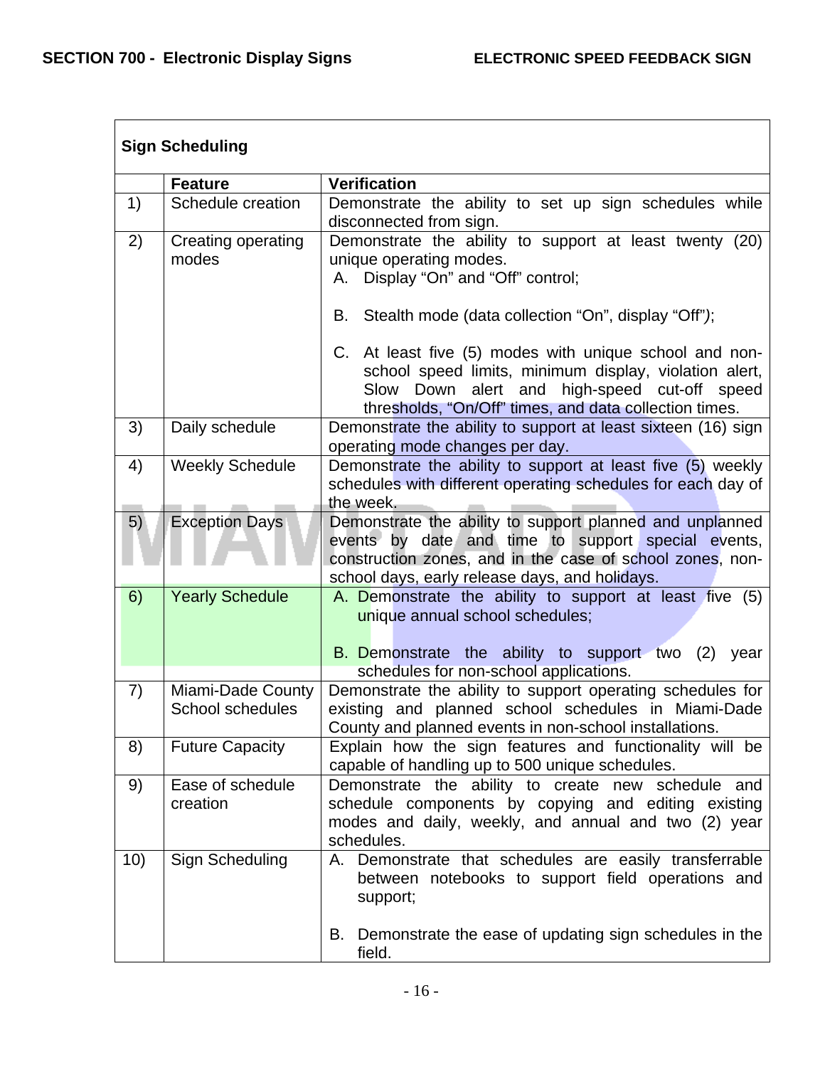| Sign Scheduling | | |
|---|---|---|
| | **Feature** | **Verification** |
| 1) | Schedule creation | Demonstrate the ability to set up sign schedules while disconnected from sign. |
| 2) | Creating operating modes | Demonstrate the ability to support at least twenty (20) unique operating modes. A. Display “On” and “Off” control; B. Stealth mode (data collection “On”, display “Off”); C. At least five (5) modes with unique school and non-school speed limits, minimum display, violation alert, Slow Down alert and high-speed cut-off speed thresholds, “On/Off” times, and data collection times. |
| 3) | Daily schedule | Demonstrate the ability to support at least sixteen (16) sign operating mode changes per day. |
| 4) | Weekly Schedule | Demonstrate the ability to support at least five (5) weekly schedules with different operating schedules for each day of the week. |
| 5) | Exception Days | Demonstrate the ability to support planned and unplanned events by date and time to support special events, construction zones, and in the case of school zones, non-school days, early release days, and holidays. |
| 6) | Yearly Schedule | A. Demonstrate the ability to support at least five (5) unique annual school schedules; B. Demonstrate the ability to support two (2) year schedules for non-school applications. |
| 7) | Miami-Dade County School schedules | Demonstrate the ability to support operating schedules for existing and planned school schedules in Miami-Dade County and planned events in non-school installations. |
| 8) | Future Capacity | Explain how the sign features and functionality will be capable of handling up to 500 unique schedules. |
| 9) | Ease of schedule creation | Demonstrate the ability to create new schedule and schedule components by copying and editing existing modes and daily, weekly, and annual and two (2) year schedules. |
| 10) | Sign Scheduling | A. Demonstrate that schedules are easily transferrable between notebooks to support field operations and support; B. Demonstrate the ease of updating sign schedules in the field. |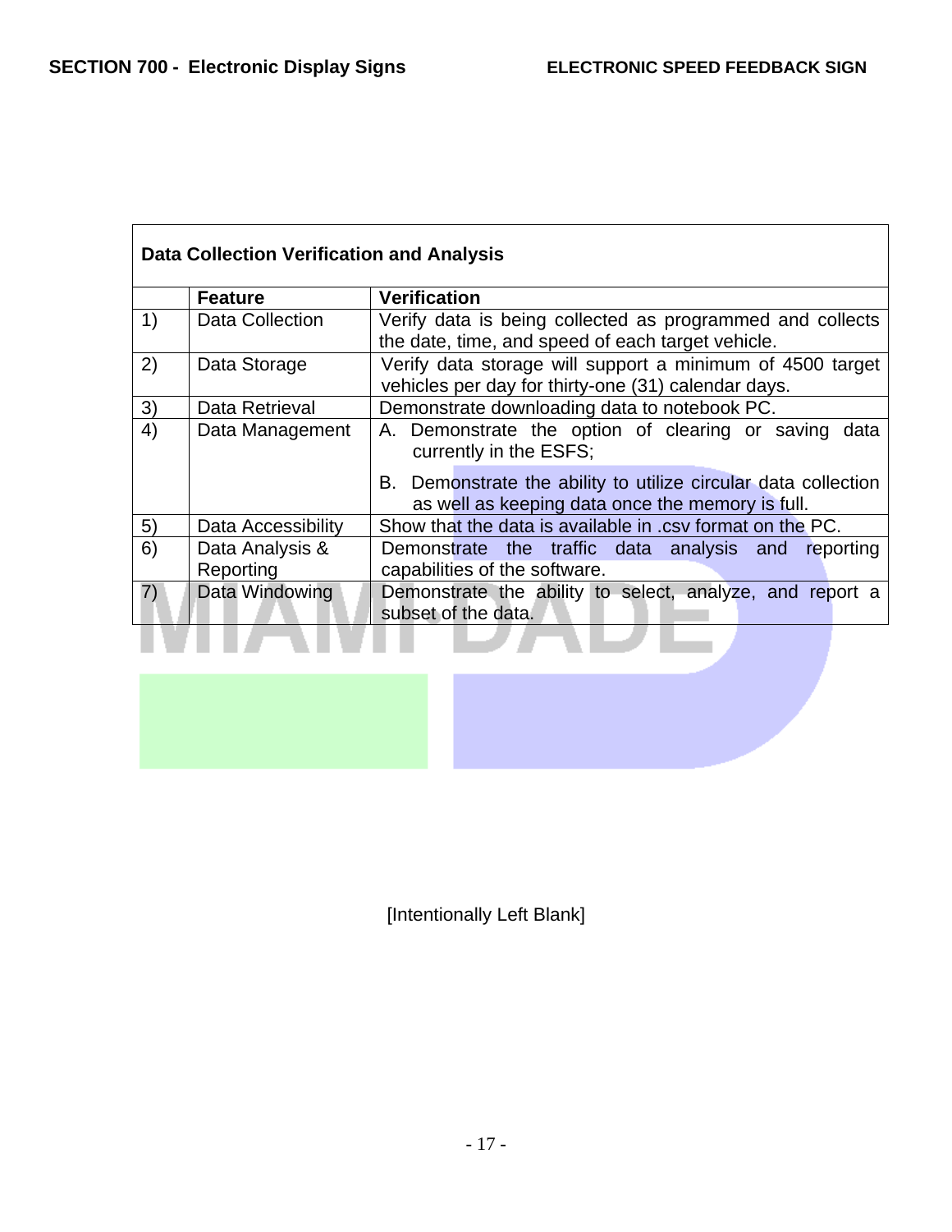| Data Collection Verification and Analysis | | |
|---|---|---|
| | **Feature** | **Verification** |
| 1) | Data Collection | Verify data is being collected as programmed and collects the date, time, and speed of each target vehicle. |
| 2) | Data Storage | Verify data storage will support a minimum of 4500 target vehicles per day for thirty-one (31) calendar days. |
| 3) | Data Retrieval | Demonstrate downloading data to notebook PC. |
| 4) | Data Management | A. Demonstrate the option of clearing or saving data currently in the ESFS;<br>B. Demonstrate the ability to utilize circular data collection as well as keeping data once the memory is full. |
| 5) | Data Accessibility | Show that the data is available in .csv format on the PC. |
| 6) | Data Analysis & Reporting | Demonstrate the traffic data analysis and reporting capabilities of the software. |
| 7) | Data Windowing | Demonstrate the ability to select, analyze, and report a subset of the data. |

[Intentionally Left Blank]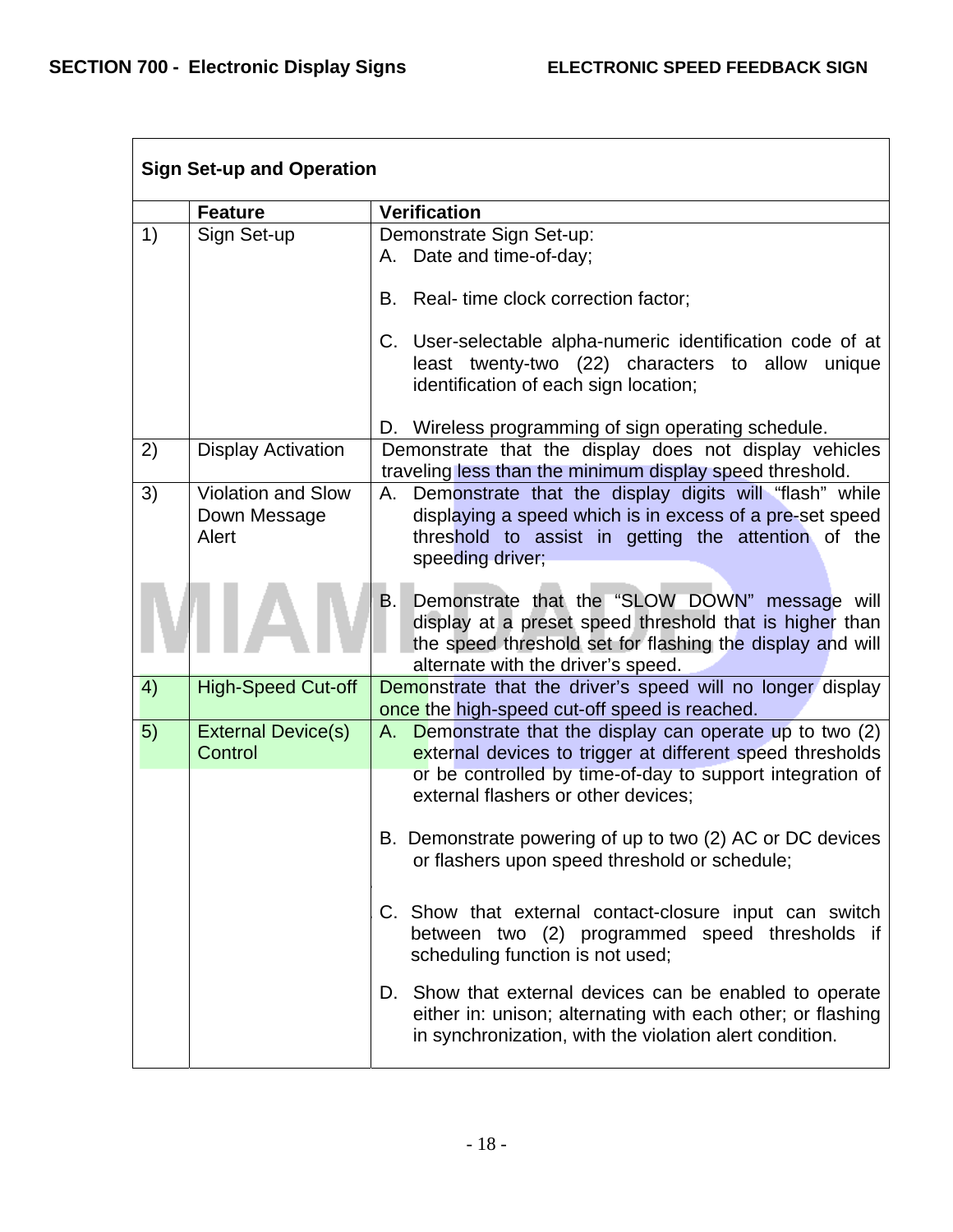| Sign Set-up and Operation | | |
|---|---|---|
| | **Feature** | **Verification** |
| 1) | Sign Set-up | Demonstrate Sign Set-up:<br>A. Date and time-of-day;<br><br>B. Real- time clock correction factor;<br><br>C. User-selectable alpha-numeric identification code of at least twenty-two (22) characters to allow unique identification of each sign location;<br><br>D. Wireless programming of sign operating schedule. |
| 2) | Display Activation | Demonstrate that the display does not display vehicles traveling less than the minimum display speed threshold. |
| 3) | Violation and Slow Down Message Alert | A. Demonstrate that the display digits will “flash” while displaying a speed which is in excess of a pre-set speed threshold to assist in getting the attention of the speeding driver;<br><br>B. Demonstrate that the “SLOW DOWN” message will display at a preset speed threshold that is higher than the speed threshold set for flashing the display and will alternate with the driver’s speed. |
| 4) | High-Speed Cut-off | Demonstrate that the driver’s speed will no longer display once the high-speed cut-off speed is reached. |
| 5) | External Device(s) Control | A. Demonstrate that the display can operate up to two (2) external devices to trigger at different speed thresholds or be controlled by time-of-day to support integration of external flashers or other devices;<br><br>B. Demonstrate powering of up to two (2) AC or DC devices or flashers upon speed threshold or schedule;<br><br>C. Show that external contact-closure input can switch between two (2) programmed speed thresholds if scheduling function is not used;<br><br>D. Show that external devices can be enabled to operate either in: unison; alternating with each other; or flashing in synchronization, with the violation alert condition. |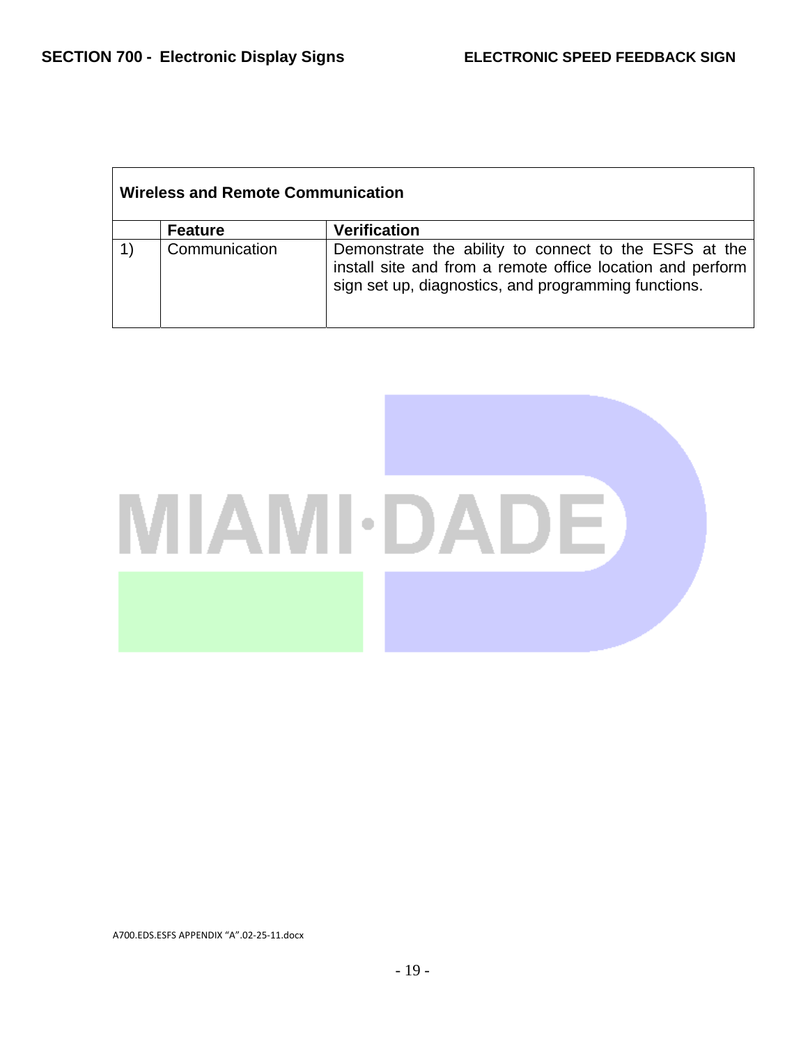| Wireless and Remote Communication | | |
|---|---|---|
| | **Feature** | **Verification** |
| 1) | Communication | Demonstrate the ability to connect to the ESFS at the install site and from a remote office location and perform sign set up, diagnostics, and programming functions. |

A700.EDS.ESFS APPENDIX "A".02-25-11.docx